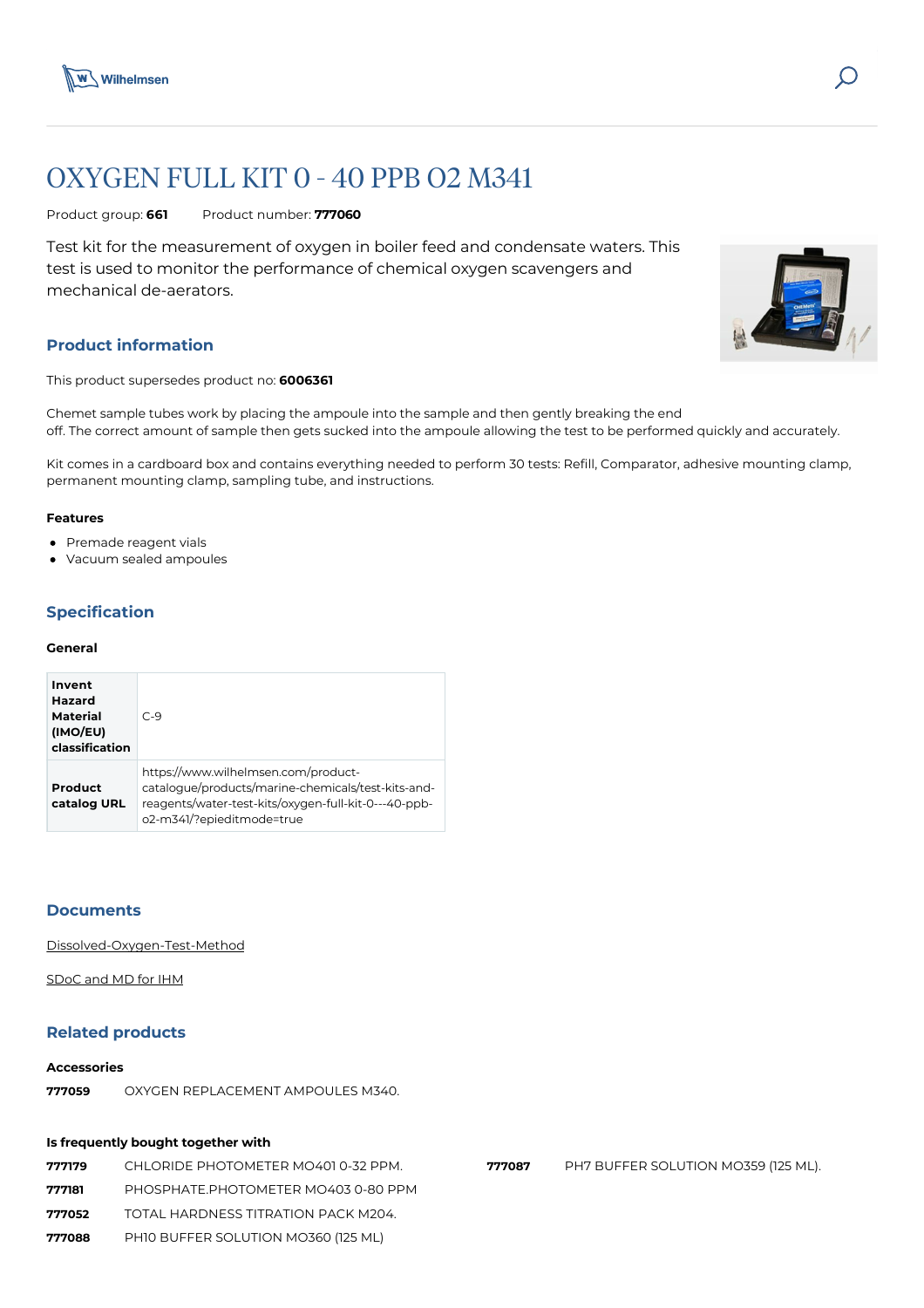# OXYGEN FULL KIT 0 - 40 PPB O2 M341

Product group: **661** Product number: **777060**

Test kit for the measurement of oxygen in boiler feed and condensate waters. This test is used to monitor the performance of chemical oxygen scavengers and mechanical de-aerators.

## Product information

This product supersedes product no: **6006361**

Chemet sample tubes work by placing the ampoule into the sample and then gently breaking the end off. The correct amount of sample then gets sucked into the ampoule allowing the test to be performed quickly and accurately.

Kit comes in a cardboard box and contains everything needed to perform 30 tests: Refill, Comparator, adhesive mounting clamp, permanent mounting clamp, sampling tube, and instructions.

### Features

- Premade reagent vials
- Vacuum sealed ampoules

## Specification

### General

| | |
|---|---|
| **Invent Hazard Material (IMO/EU) classification** | C-9 |
| **Product catalog URL** | https://www.wilhelmsen.com/product-catalogue/products/marine-chemicals/test-kits-and-reagents/water-test-kits/oxygen-full-kit-0---40-ppb-o2-m341/?epieditmode=true |

## Documents

Dissolved-Oxygen-Test-Method

SDoC and MD for IHM

## Related products

### Accessories

| | |
|---|---|
| **777059** | OXYGEN REPLACEMENT AMPOULES M340. |

### Is frequently bought together with

| | |
|---|---|
| **777179** | CHLORIDE PHOTOMETER MO401 0-32 PPM. |
| **777181** | PHOSPHATE.PHOTOMETER MO403 0-80 PPM |
| **777052** | TOTAL HARDNESS TITRATION PACK M204. |
| **777088** | PH10 BUFFER SOLUTION MO360 (125 ML) |
| **777087** | PH7 BUFFER SOLUTION MO359 (125 ML). |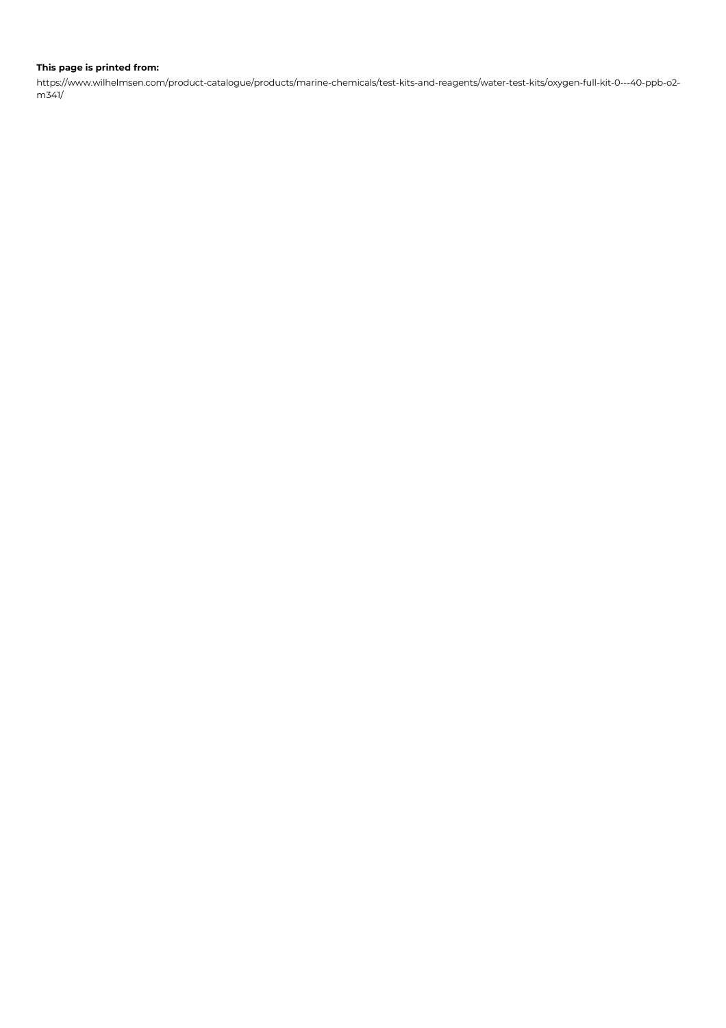**This page is printed from:**

https://www.wilhelmsen.com/product-catalogue/products/marine-chemicals/test-kits-and-reagents/water-test-kits/oxygen-full-kit-0---40-ppb-o2-m341/